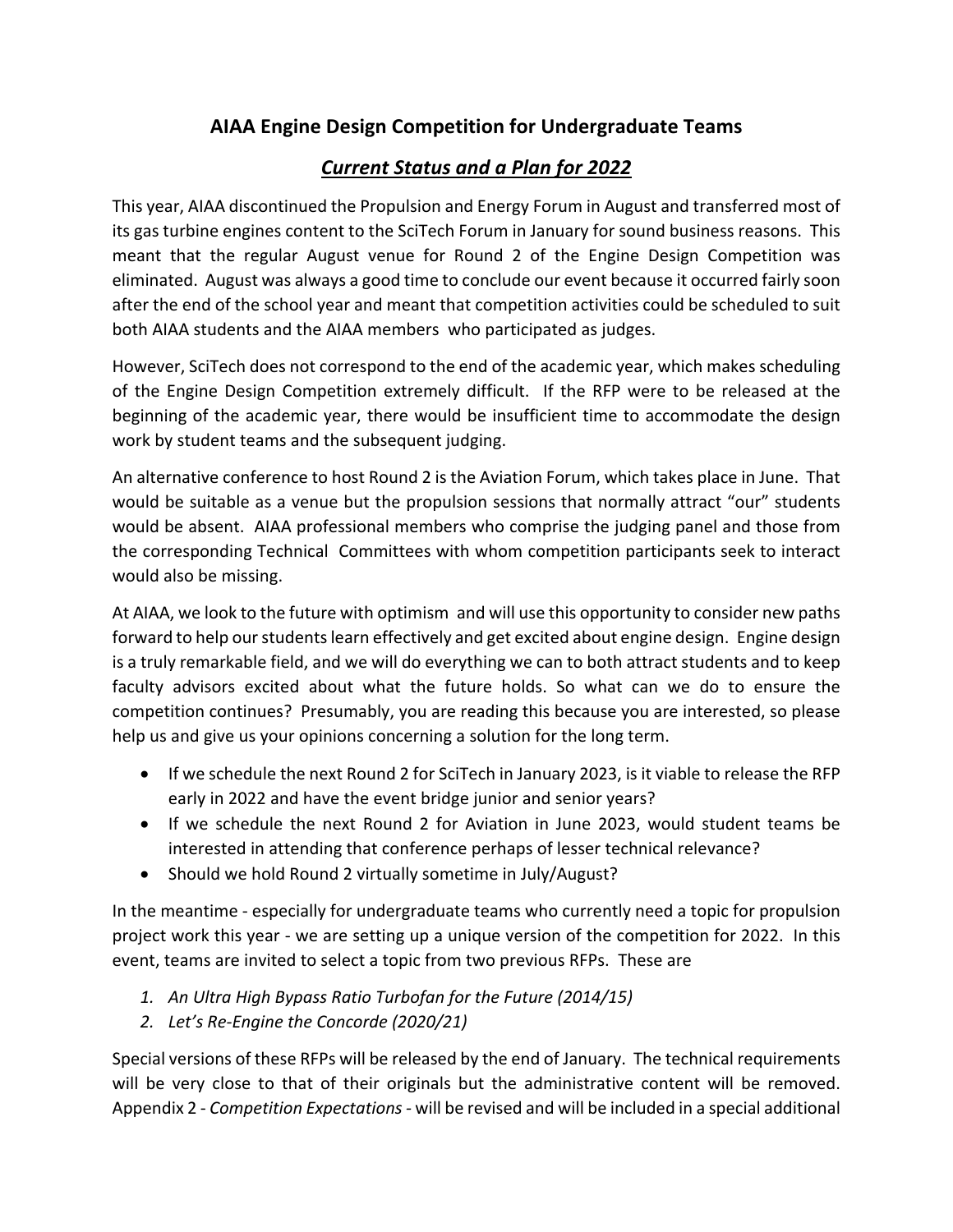# AIAA Engine Design Competition for Undergraduate Teams

## *Current Status and a Plan for 2022*

This year, AIAA discontinued the Propulsion and Energy Forum in August and transferred most of its gas turbine engines content to the SciTech Forum in January for sound business reasons. This meant that the regular August venue for Round 2 of the Engine Design Competition was eliminated. August was always a good time to conclude our event because it occurred fairly soon after the end of the school year and meant that competition activities could be scheduled to suit both AIAA students and the AIAA members who participated as judges.

However, SciTech does not correspond to the end of the academic year, which makes scheduling of the Engine Design Competition extremely difficult. If the RFP were to be released at the beginning of the academic year, there would be insufficient time to accommodate the design work by student teams and the subsequent judging.

An alternative conference to host Round 2 is the Aviation Forum, which takes place in June. That would be suitable as a venue but the propulsion sessions that normally attract "our" students would be absent. AIAA professional members who comprise the judging panel and those from the corresponding Technical Committees with whom competition participants seek to interact would also be missing.

At AIAA, we look to the future with optimism and will use this opportunity to consider new paths forward to help our students learn effectively and get excited about engine design. Engine design is a truly remarkable field, and we will do everything we can to both attract students and to keep faculty advisors excited about what the future holds. So what can we do to ensure the competition continues? Presumably, you are reading this because you are interested, so please help us and give us your opinions concerning a solution for the long term.

- If we schedule the next Round 2 for SciTech in January 2023, is it viable to release the RFP early in 2022 and have the event bridge junior and senior years?
- If we schedule the next Round 2 for Aviation in June 2023, would student teams be interested in attending that conference perhaps of lesser technical relevance?
- Should we hold Round 2 virtually sometime in July/August?

In the meantime - especially for undergraduate teams who currently need a topic for propulsion project work this year - we are setting up a unique version of the competition for 2022. In this event, teams are invited to select a topic from two previous RFPs. These are

1. *An Ultra High Bypass Ratio Turbofan for the Future (2014/15)*
2. *Let's Re-Engine the Concorde (2020/21)*

Special versions of these RFPs will be released by the end of January. The technical requirements will be very close to that of their originals but the administrative content will be removed. Appendix 2 - *Competition Expectations* - will be revised and will be included in a special additional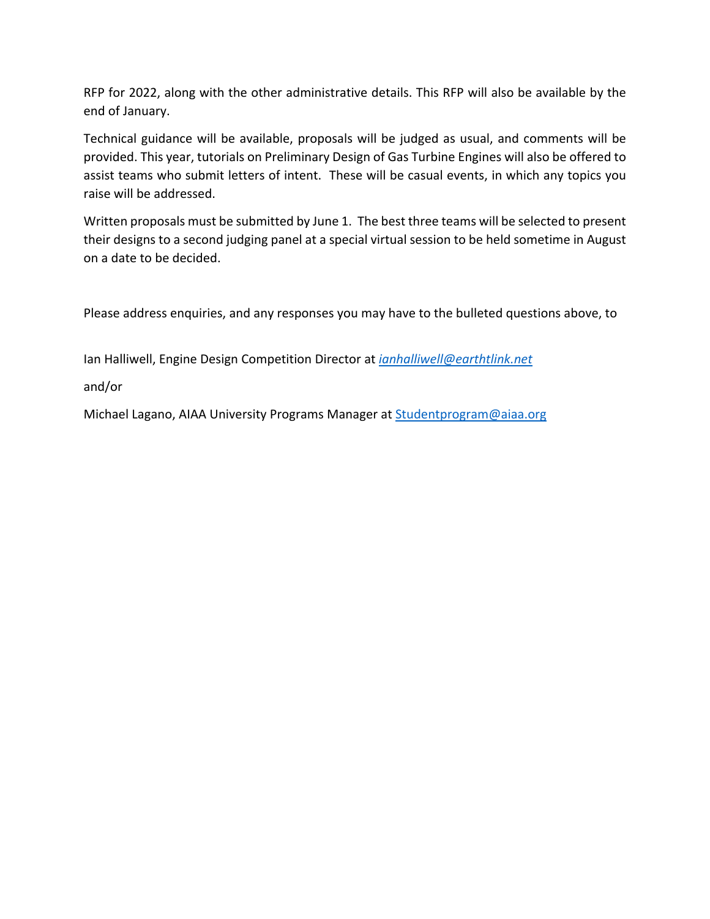RFP for 2022, along with the other administrative details. This RFP will also be available by the end of January.

Technical guidance will be available, proposals will be judged as usual, and comments will be provided. This year, tutorials on Preliminary Design of Gas Turbine Engines will also be offered to assist teams who submit letters of intent. These will be casual events, in which any topics you raise will be addressed.

Written proposals must be submitted by June 1. The best three teams will be selected to present their designs to a second judging panel at a special virtual session to be held sometime in August on a date to be decided.

Please address enquiries, and any responses you may have to the bulleted questions above, to

Ian Halliwell, Engine Design Competition Director at *ianhalliwell@earthtlink.net*

and/or

Michael Lagano, AIAA University Programs Manager at Studentprogram@aiaa.org